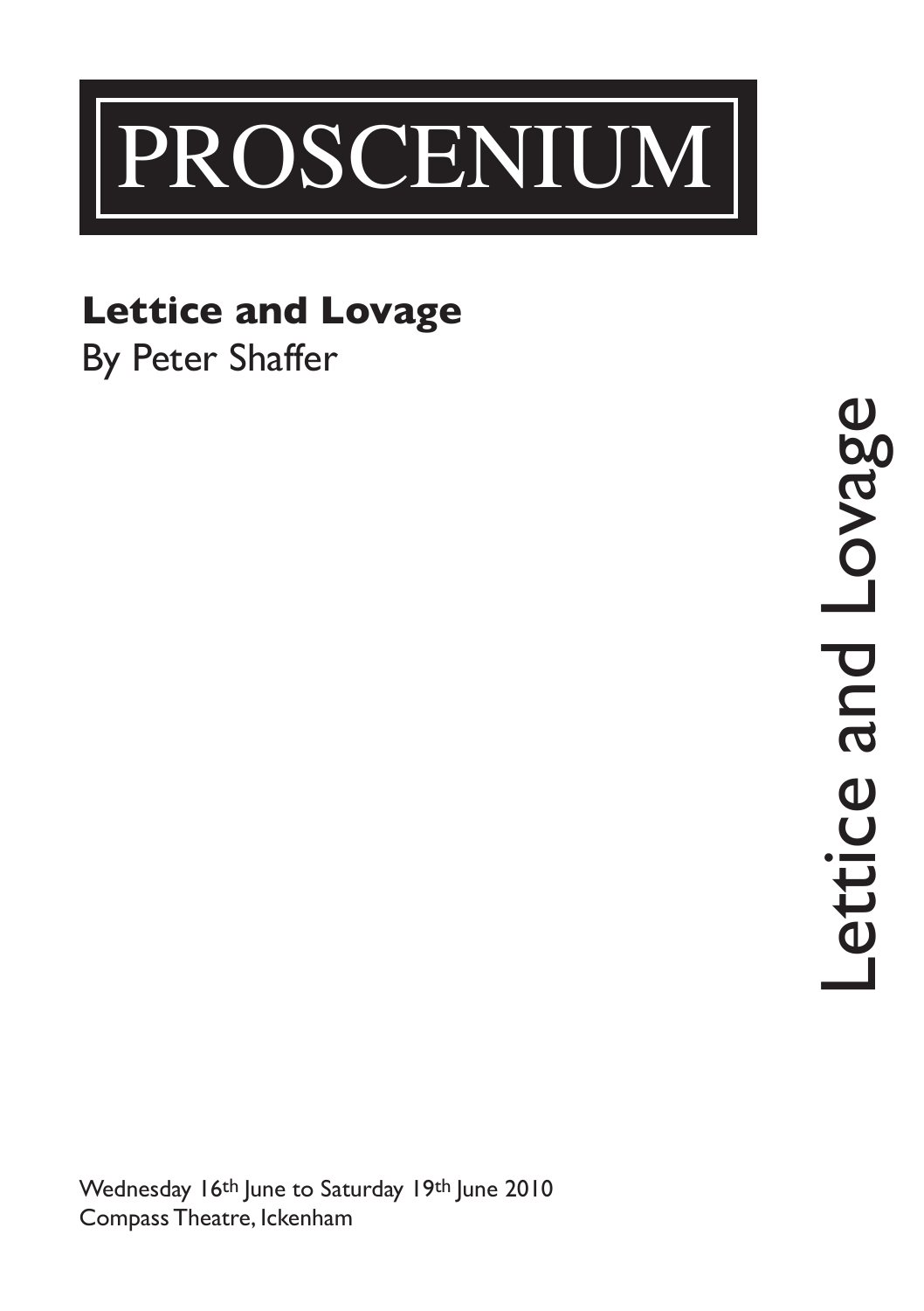# PROSCENIUM

## Lettice and Lovage

By Peter Shaffer

Lettice and Lovage

Wednesday 16th June to Saturday 19th June 2010
Compass Theatre, Ickenham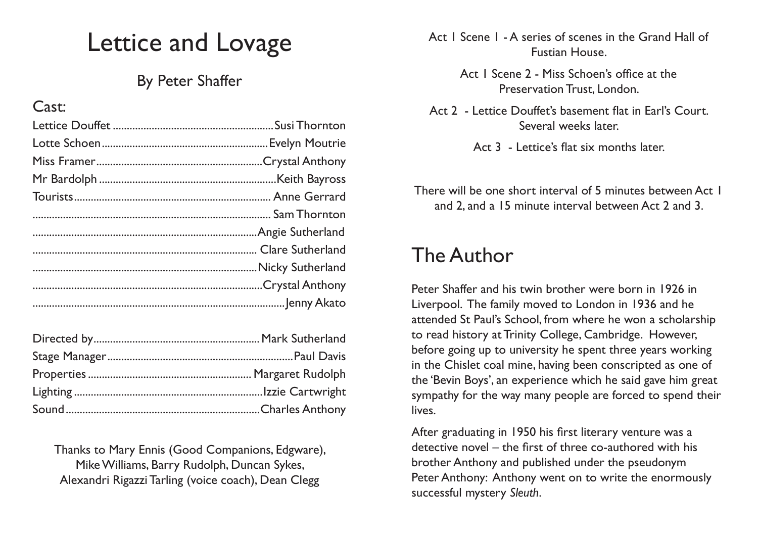# Lettice and Lovage

## By Peter Shaffer

### Cast:

| | |
|---|---|
| Lettice Douffet | Susi Thornton |
| Lotte Schoen | Evelyn Moutrie |
| Miss Framer | Crystal Anthony |
| Mr Bardolph | Keith Bayross |
| Tourists | Anne Gerrard |
| | Sam Thornton |
| | Angie Sutherland |
| | Clare Sutherland |
| | Nicky Sutherland |
| | Crystal Anthony |
| | Jenny Akato |

| | |
|---|---|
| Directed by | Mark Sutherland |
| Stage Manager | Paul Davis |
| Properties | Margaret Rudolph |
| Lighting | Izzie Cartwright |
| Sound | Charles Anthony |

Thanks to Mary Ennis (Good Companions, Edgware), Mike Williams, Barry Rudolph, Duncan Sykes, Alexandri Rigazzi Tarling (voice coach), Dean Clegg

Act 1 Scene 1 - A series of scenes in the Grand Hall of Fustian House.

Act 1 Scene 2 - Miss Schoen's office at the Preservation Trust, London.

Act 2 - Lettice Douffet's basement flat in Earl's Court. Several weeks later.

Act 3 - Lettice's flat six months later.

There will be one short interval of 5 minutes between Act 1 and 2, and a 15 minute interval between Act 2 and 3.

## The Author

Peter Shaffer and his twin brother were born in 1926 in Liverpool. The family moved to London in 1936 and he attended St Paul's School, from where he won a scholarship to read history at Trinity College, Cambridge. However, before going up to university he spent three years working in the Chislet coal mine, having been conscripted as one of the 'Bevin Boys', an experience which he said gave him great sympathy for the way many people are forced to spend their lives.

After graduating in 1950 his first literary venture was a detective novel – the first of three co-authored with his brother Anthony and published under the pseudonym Peter Anthony: Anthony went on to write the enormously successful mystery *Sleuth*.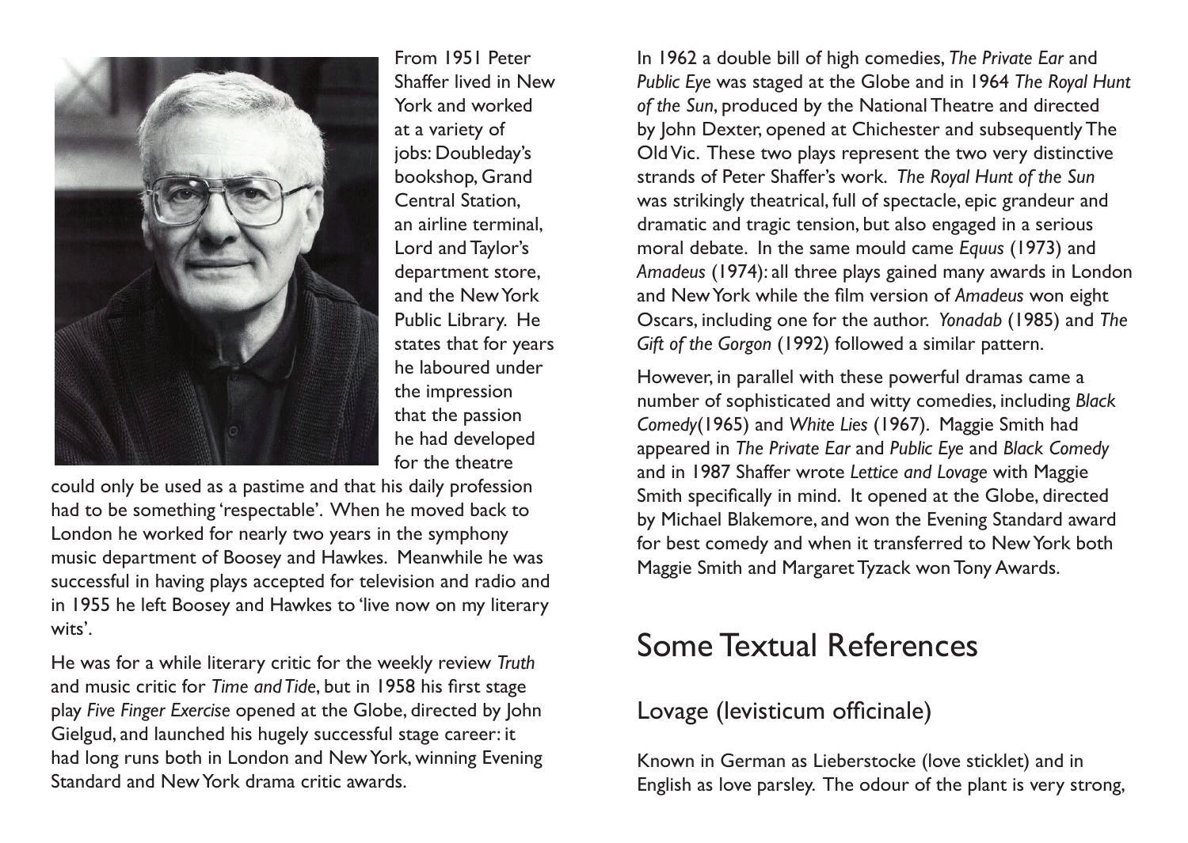From 1951 Peter Shaffer lived in New York and worked at a variety of jobs: Doubleday's bookshop, Grand Central Station, an airline terminal, Lord and Taylor's department store, and the New York Public Library. He states that for years he laboured under the impression that the passion he had developed for the theatre could only be used as a pastime and that his daily profession had to be something 'respectable'. When he moved back to London he worked for nearly two years in the symphony music department of Boosey and Hawkes. Meanwhile he was successful in having plays accepted for television and radio and in 1955 he left Boosey and Hawkes to 'live now on my literary wits'.

He was for a while literary critic for the weekly review *Truth* and music critic for *Time and Tide*, but in 1958 his first stage play *Five Finger Exercise* opened at the Globe, directed by John Gielgud, and launched his hugely successful stage career: it had long runs both in London and New York, winning Evening Standard and New York drama critic awards.

In 1962 a double bill of high comedies, *The Private Ear* and *Public Eye* was staged at the Globe and in 1964 *The Royal Hunt of the Sun*, produced by the National Theatre and directed by John Dexter, opened at Chichester and subsequently The Old Vic. These two plays represent the two very distinctive strands of Peter Shaffer's work. *The Royal Hunt of the Sun* was strikingly theatrical, full of spectacle, epic grandeur and dramatic and tragic tension, but also engaged in a serious moral debate. In the same mould came *Equus* (1973) and *Amadeus* (1974): all three plays gained many awards in London and New York while the film version of *Amadeus* won eight Oscars, including one for the author. *Yonadab* (1985) and *The Gift of the Gorgon* (1992) followed a similar pattern.

However, in parallel with these powerful dramas came a number of sophisticated and witty comedies, including *Black Comedy*(1965) and *White Lies* (1967). Maggie Smith had appeared in *The Private Ear* and *Public Eye* and *Black Comedy* and in 1987 Shaffer wrote *Lettice and Lovage* with Maggie Smith specifically in mind. It opened at the Globe, directed by Michael Blakemore, and won the Evening Standard award for best comedy and when it transferred to New York both Maggie Smith and Margaret Tyzack won Tony Awards.

## Some Textual References

### Lovage (levisticum officinale)

Known in German as Lieberstocke (love sticklet) and in English as love parsley. The odour of the plant is very strong,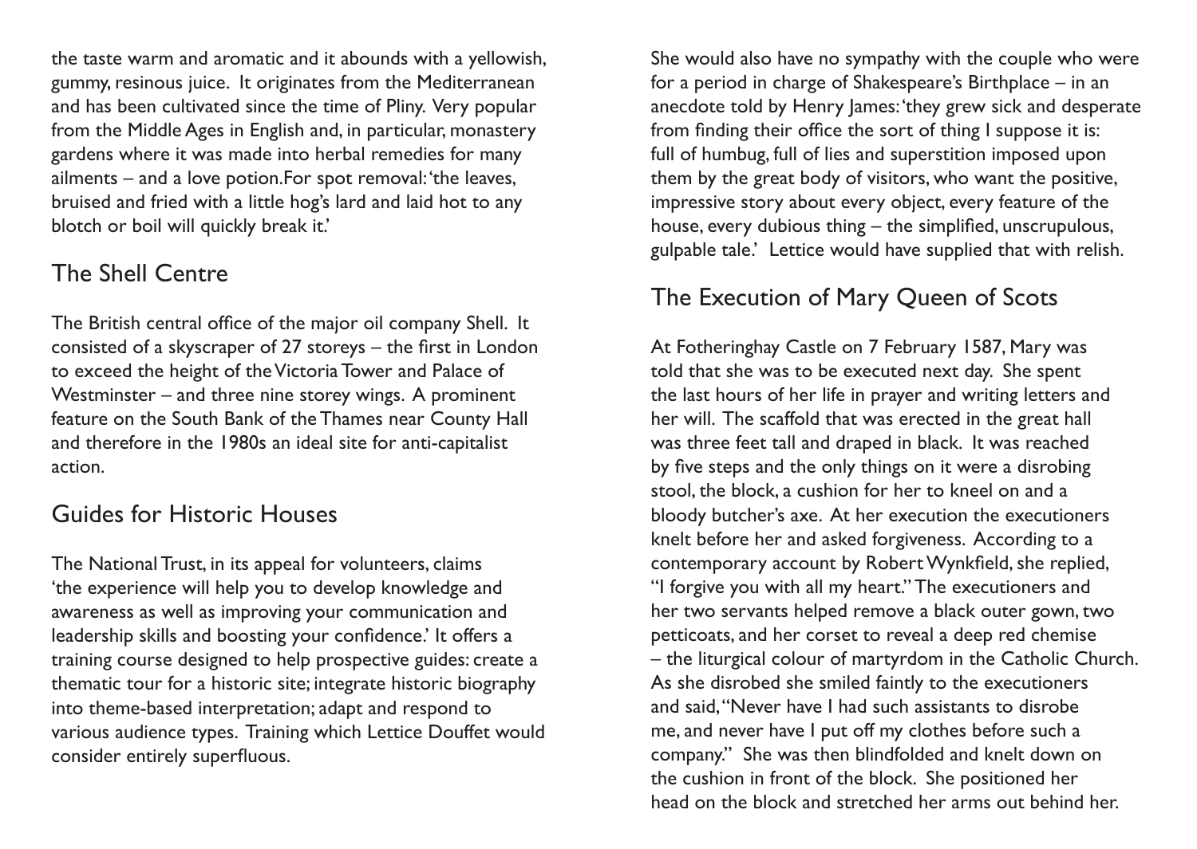the taste warm and aromatic and it abounds with a yellowish, gummy, resinous juice. It originates from the Mediterranean and has been cultivated since the time of Pliny. Very popular from the Middle Ages in English and, in particular, monastery gardens where it was made into herbal remedies for many ailments – and a love potion.For spot removal: 'the leaves, bruised and fried with a little hog's lard and laid hot to any blotch or boil will quickly break it.'

## The Shell Centre

The British central office of the major oil company Shell. It consisted of a skyscraper of 27 storeys – the first in London to exceed the height of the Victoria Tower and Palace of Westminster – and three nine storey wings. A prominent feature on the South Bank of the Thames near County Hall and therefore in the 1980s an ideal site for anti-capitalist action.

## Guides for Historic Houses

The National Trust, in its appeal for volunteers, claims 'the experience will help you to develop knowledge and awareness as well as improving your communication and leadership skills and boosting your confidence.' It offers a training course designed to help prospective guides: create a thematic tour for a historic site; integrate historic biography into theme-based interpretation; adapt and respond to various audience types. Training which Lettice Douffet would consider entirely superfluous.

She would also have no sympathy with the couple who were for a period in charge of Shakespeare's Birthplace – in an anecdote told by Henry James: 'they grew sick and desperate from finding their office the sort of thing I suppose it is: full of humbug, full of lies and superstition imposed upon them by the great body of visitors, who want the positive, impressive story about every object, every feature of the house, every dubious thing – the simplified, unscrupulous, gulpable tale.' Lettice would have supplied that with relish.

## The Execution of Mary Queen of Scots

At Fotheringhay Castle on 7 February 1587, Mary was told that she was to be executed next day. She spent the last hours of her life in prayer and writing letters and her will. The scaffold that was erected in the great hall was three feet tall and draped in black. It was reached by five steps and the only things on it were a disrobing stool, the block, a cushion for her to kneel on and a bloody butcher's axe. At her execution the executioners knelt before her and asked forgiveness. According to a contemporary account by Robert Wynkfield, she replied, "I forgive you with all my heart." The executioners and her two servants helped remove a black outer gown, two petticoats, and her corset to reveal a deep red chemise – the liturgical colour of martyrdom in the Catholic Church. As she disrobed she smiled faintly to the executioners and said, "Never have I had such assistants to disrobe me, and never have I put off my clothes before such a company." She was then blindfolded and knelt down on the cushion in front of the block. She positioned her head on the block and stretched her arms out behind her.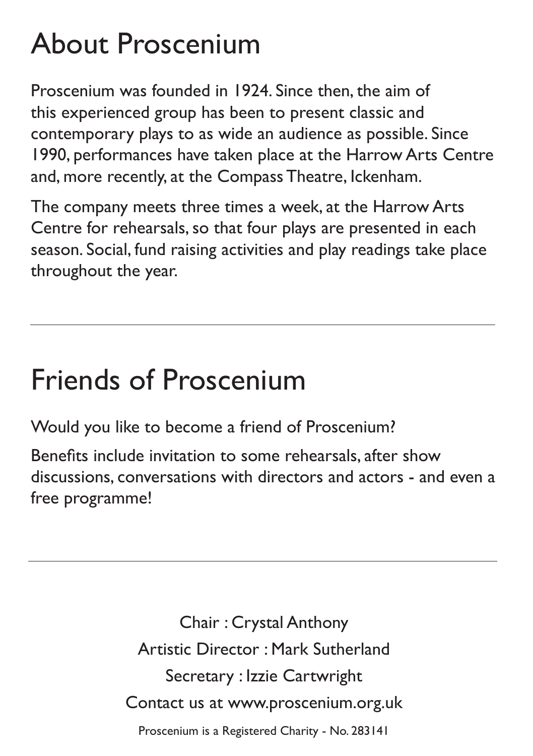# About Proscenium

Proscenium was founded in 1924. Since then, the aim of this experienced group has been to present classic and contemporary plays to as wide an audience as possible. Since 1990, performances have taken place at the Harrow Arts Centre and, more recently, at the Compass Theatre, Ickenham.

The company meets three times a week, at the Harrow Arts Centre for rehearsals, so that four plays are presented in each season. Social, fund raising activities and play readings take place throughout the year.

---

# Friends of Proscenium

Would you like to become a friend of Proscenium?

Benefits include invitation to some rehearsals, after show discussions, conversations with directors and actors - and even a free programme!

---

Chair : Crystal Anthony

Artistic Director : Mark Sutherland

Secretary : Izzie Cartwright

Contact us at www.proscenium.org.uk

Proscenium is a Registered Charity - No. 283141